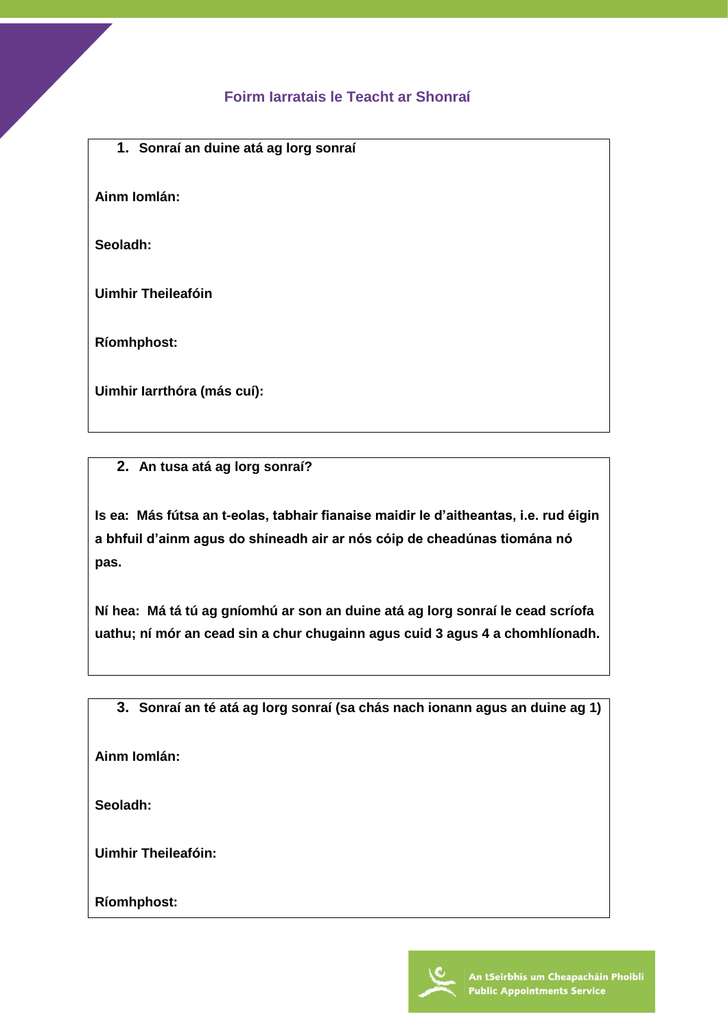# Foirm Iarratais le Teacht ar Shonraí

**1. Sonraí an duine atá ag lorg sonraí**

**Ainm Iomlán:**

**Seoladh:**

**Uimhir Theileafóin**

**Ríomhphost:**

**Uimhir Iarrthóra (más cuí):**

**2. An tusa atá ag lorg sonraí?**

**Is ea: Más fútsa an t-eolas, tabhair fianaise maidir le d'aitheantas, i.e. rud éigin a bhfuil d'ainm agus do shíneadh air ar nós cóip de cheadúnas tiomána nó pas.**

**Ní hea: Má tá tú ag gníomhú ar son an duine atá ag lorg sonraí le cead scríofa uathu; ní mór an cead sin a chur chugainn agus cuid 3 agus 4 a chomhlíonadh.**

**3. Sonraí an té atá ag lorg sonraí (sa chás nach ionann agus an duine ag 1)**

**Ainm Iomlán:**

**Seoladh:**

**Uimhir Theileafóin:**

**Ríomhphost:**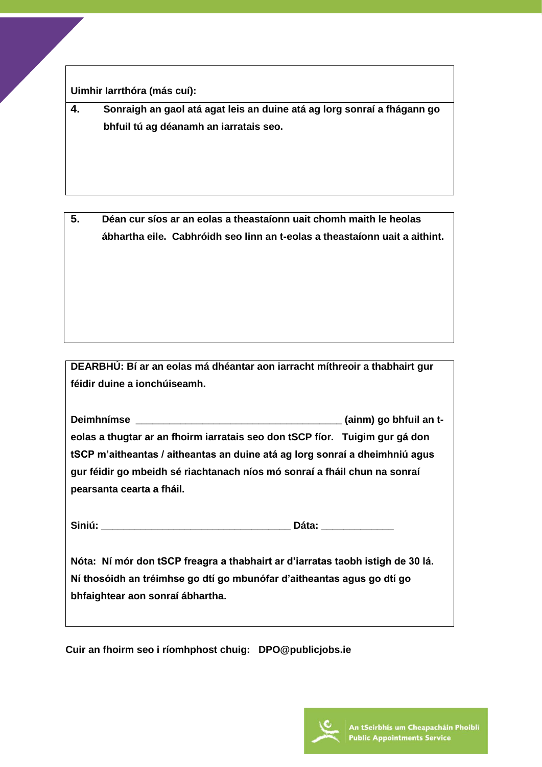**Uimhir Iarrthóra (más cuí):**

**4.** **Sonraigh an gaol atá agat leis an duine atá ag lorg sonraí a fhágann go bhfuil tú ag déanamh an iarratais seo.**

**5.** **Déan cur síos ar an eolas a theastaíonn uait chomh maith le heolas ábhartha eile. Cabhróidh seo linn an t-eolas a theastaíonn uait a aithint.**

**DEARBHÚ: Bí ar an eolas má dhéantar aon iarracht míthreoir a thabhairt gur féidir duine a ionchúiseamh.**

**Deimhnímse _____________________________________ (ainm) go bhfuil an t-eolas a thugtar ar an fhoirm iarratais seo don tSCP fíor. Tuigim gur gá don tSCP m'aitheantas / aitheantas an duine atá ag lorg sonraí a dheimhniú agus gur féidir go mbeidh sé riachtanach níos mó sonraí a fháil chun na sonraí pearsanta cearta a fháil.**

**Siniú: __________________________________ Dáta: _____________**

**Nóta: Ní mór don tSCP freagra a thabhairt ar d'iarratas taobh istigh de 30 lá. Ní thosóidh an tréimhse go dtí go mbunófar d'aitheantas agus go dtí go bhfaightear aon sonraí ábhartha.**

**Cuir an fhoirm seo i ríomhphost chuig: DPO@publicjobs.ie**

An tSeirbhís um Cheapacháin Phoiblí
Public Appointments Service